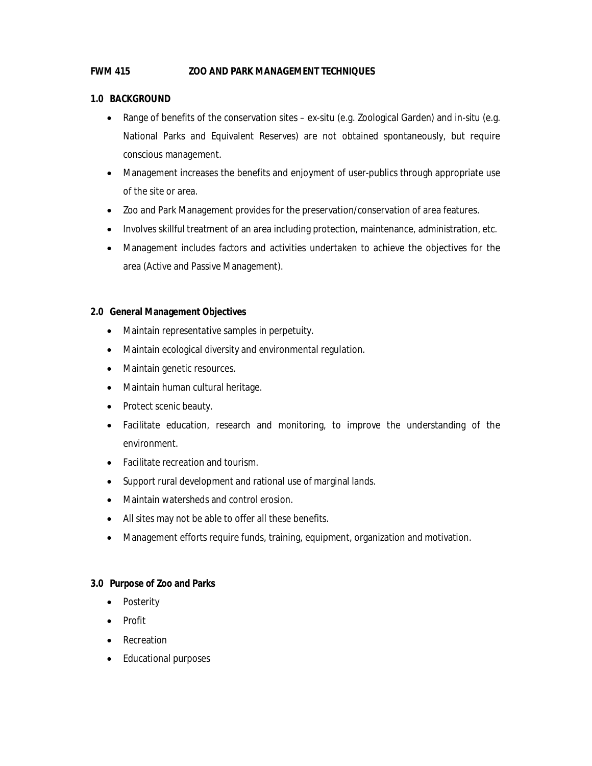**FWM 415 ZOO AND PARK MANAGEMENT TECHNIQUES**

## 1.0 BACKGROUND

- Range of benefits of the conservation sites – ex-situ (e.g. Zoological Garden) and in-situ (e.g. National Parks and Equivalent Reserves) are not obtained spontaneously, but require conscious management.
- Management increases the benefits and enjoyment of user-publics through appropriate use of the site or area.
- Zoo and Park Management provides for the preservation/conservation of area features.
- Involves skillful treatment of an area including protection, maintenance, administration, etc.
- Management includes factors and activities undertaken to achieve the objectives for the area (Active and Passive Management).

## 2.0 General Management Objectives

- Maintain representative samples in perpetuity.
- Maintain ecological diversity and environmental regulation.
- Maintain genetic resources.
- Maintain human cultural heritage.
- Protect scenic beauty.
- Facilitate education, research and monitoring, to improve the understanding of the environment.
- Facilitate recreation and tourism.
- Support rural development and rational use of marginal lands.
- Maintain watersheds and control erosion.
- All sites may not be able to offer all these benefits.
- Management efforts require funds, training, equipment, organization and motivation.

## 3.0 Purpose of Zoo and Parks

- Posterity
- Profit
- Recreation
- Educational purposes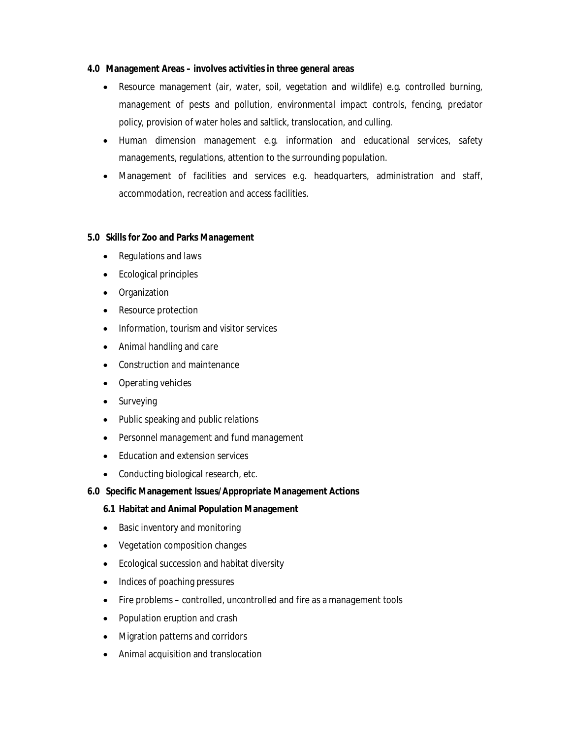**4.0 Management Areas – involves activities in three general areas**

- Resource management (air, water, soil, vegetation and wildlife) e.g. controlled burning, management of pests and pollution, environmental impact controls, fencing, predator policy, provision of water holes and saltlick, translocation, and culling.
- Human dimension management e.g. information and educational services, safety managements, regulations, attention to the surrounding population.
- Management of facilities and services e.g. headquarters, administration and staff, accommodation, recreation and access facilities.

**5.0 Skills for Zoo and Parks Management**

- Regulations and laws
- Ecological principles
- Organization
- Resource protection
- Information, tourism and visitor services
- Animal handling and care
- Construction and maintenance
- Operating vehicles
- Surveying
- Public speaking and public relations
- Personnel management and fund management
- Education and extension services
- Conducting biological research, etc.

**6.0 Specific Management Issues/Appropriate Management Actions**

**6.1 Habitat and Animal Population Management**

- Basic inventory and monitoring
- Vegetation composition changes
- Ecological succession and habitat diversity
- Indices of poaching pressures
- Fire problems – controlled, uncontrolled and fire as a management tools
- Population eruption and crash
- Migration patterns and corridors
- Animal acquisition and translocation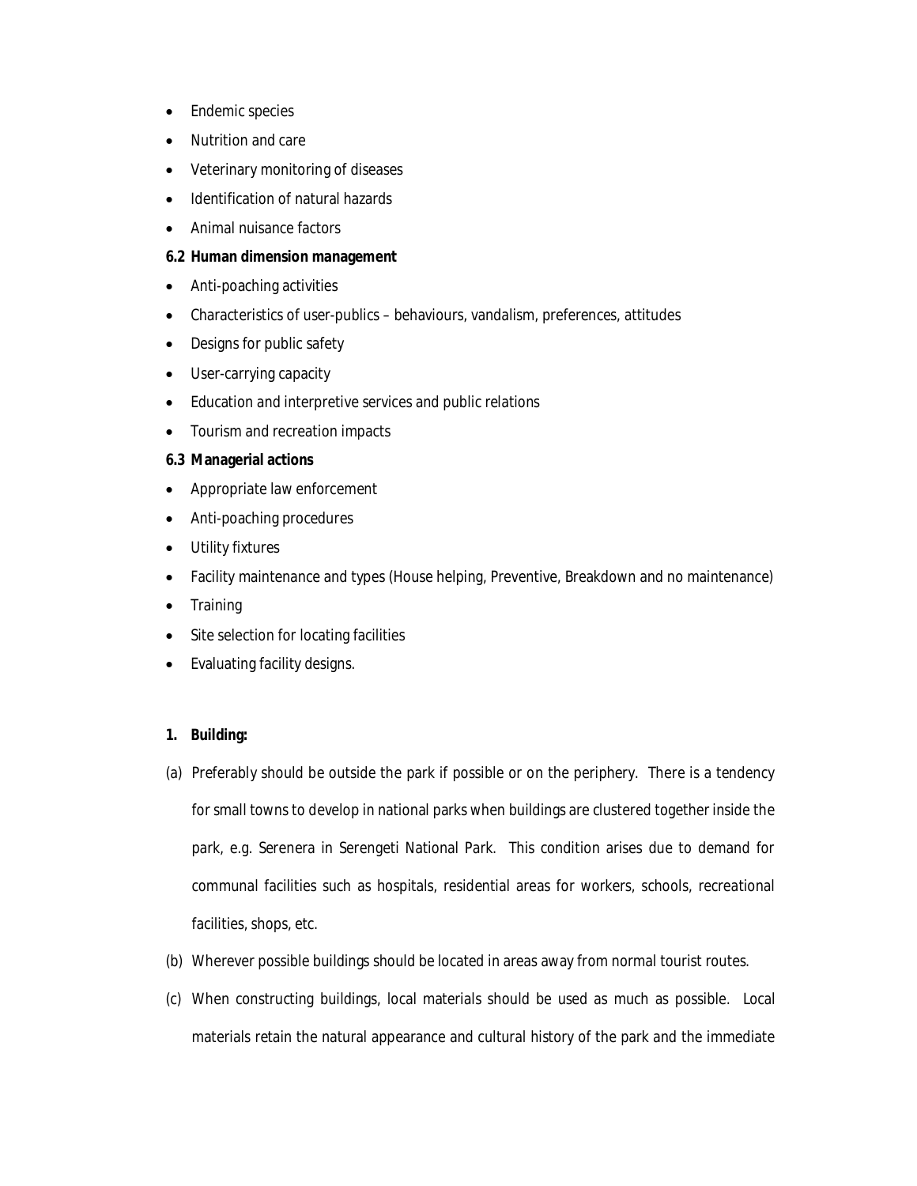- Endemic species
- Nutrition and care
- Veterinary monitoring of diseases
- Identification of natural hazards
- Animal nuisance factors

**6.2 Human dimension management**

- Anti-poaching activities
- Characteristics of user-publics – behaviours, vandalism, preferences, attitudes
- Designs for public safety
- User-carrying capacity
- Education and interpretive services and public relations
- Tourism and recreation impacts

**6.3 Managerial actions**

- Appropriate law enforcement
- Anti-poaching procedures
- Utility fixtures
- Facility maintenance and types (House helping, Preventive, Breakdown and no maintenance)
- Training
- Site selection for locating facilities
- Evaluating facility designs.

**1. Building:**

(a) Preferably should be outside the park if possible or on the periphery. There is a tendency for small towns to develop in national parks when buildings are clustered together inside the park, e.g. Serenera in Serengeti National Park. This condition arises due to demand for communal facilities such as hospitals, residential areas for workers, schools, recreational facilities, shops, etc.

(b) Wherever possible buildings should be located in areas away from normal tourist routes.

(c) When constructing buildings, local materials should be used as much as possible. Local materials retain the natural appearance and cultural history of the park and the immediate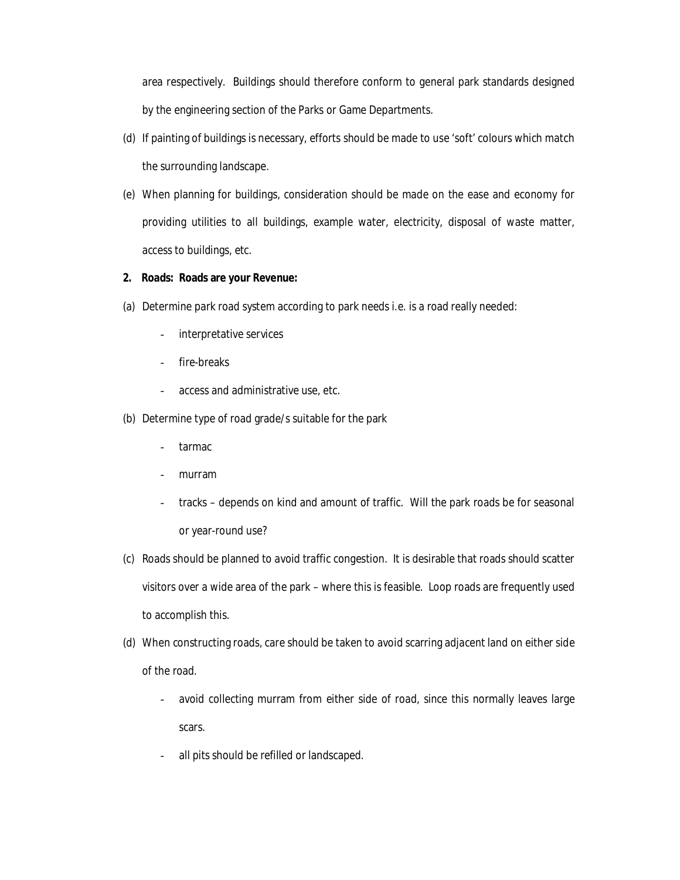area respectively. Buildings should therefore conform to general park standards designed by the engineering section of the Parks or Game Departments.

(d) If painting of buildings is necessary, efforts should be made to use 'soft' colours which match the surrounding landscape.

(e) When planning for buildings, consideration should be made on the ease and economy for providing utilities to all buildings, example water, electricity, disposal of waste matter, access to buildings, etc.

**2. Roads: Roads are your Revenue:**

(a) Determine park road system according to park needs i.e. is a road really needed:

- interpretative services
- fire-breaks
- access and administrative use, etc.

(b) Determine type of road grade/s suitable for the park

- tarmac
- murram
- tracks – depends on kind and amount of traffic. Will the park roads be for seasonal or year-round use?

(c) Roads should be planned to avoid traffic congestion. It is desirable that roads should scatter visitors over a wide area of the park – where this is feasible. Loop roads are frequently used to accomplish this.

(d) When constructing roads, care should be taken to avoid scarring adjacent land on either side of the road.

- avoid collecting murram from either side of road, since this normally leaves large scars.
- all pits should be refilled or landscaped.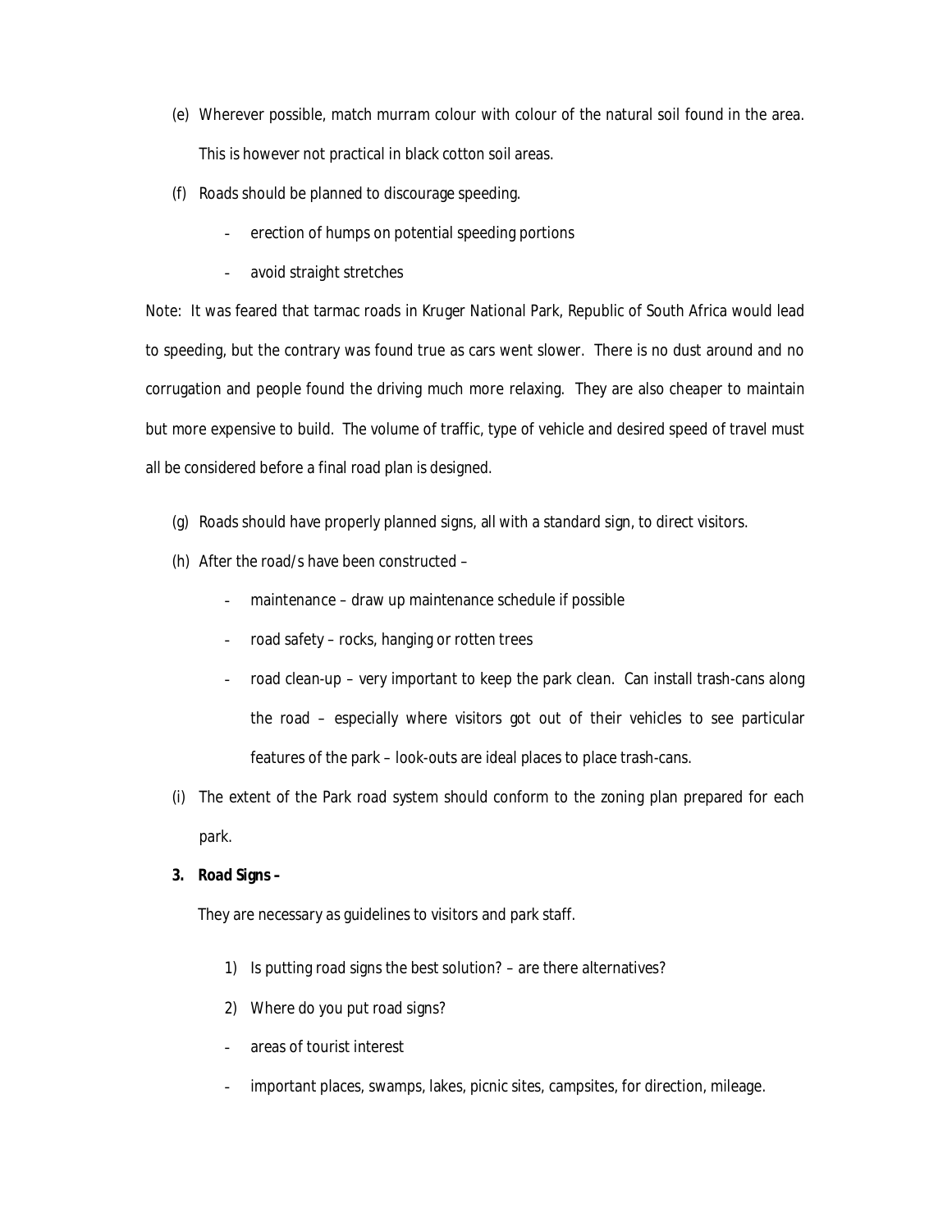(e) Wherever possible, match murram colour with colour of the natural soil found in the area. This is however not practical in black cotton soil areas.

(f) Roads should be planned to discourage speeding.

- erection of humps on potential speeding portions
- avoid straight stretches

Note: It was feared that tarmac roads in Kruger National Park, Republic of South Africa would lead to speeding, but the contrary was found true as cars went slower. There is no dust around and no corrugation and people found the driving much more relaxing. They are also cheaper to maintain but more expensive to build. The volume of traffic, type of vehicle and desired speed of travel must all be considered before a final road plan is designed.

(g) Roads should have properly planned signs, all with a standard sign, to direct visitors.

(h) After the road/s have been constructed –

- maintenance – draw up maintenance schedule if possible
- road safety – rocks, hanging or rotten trees
- road clean-up – very important to keep the park clean. Can install trash-cans along the road – especially where visitors got out of their vehicles to see particular features of the park – look-outs are ideal places to place trash-cans.

(i) The extent of the Park road system should conform to the zoning plan prepared for each park.

**3. Road Signs –**

They are necessary as guidelines to visitors and park staff.

1) Is putting road signs the best solution? – are there alternatives?

2) Where do you put road signs?

- areas of tourist interest
- important places, swamps, lakes, picnic sites, campsites, for direction, mileage.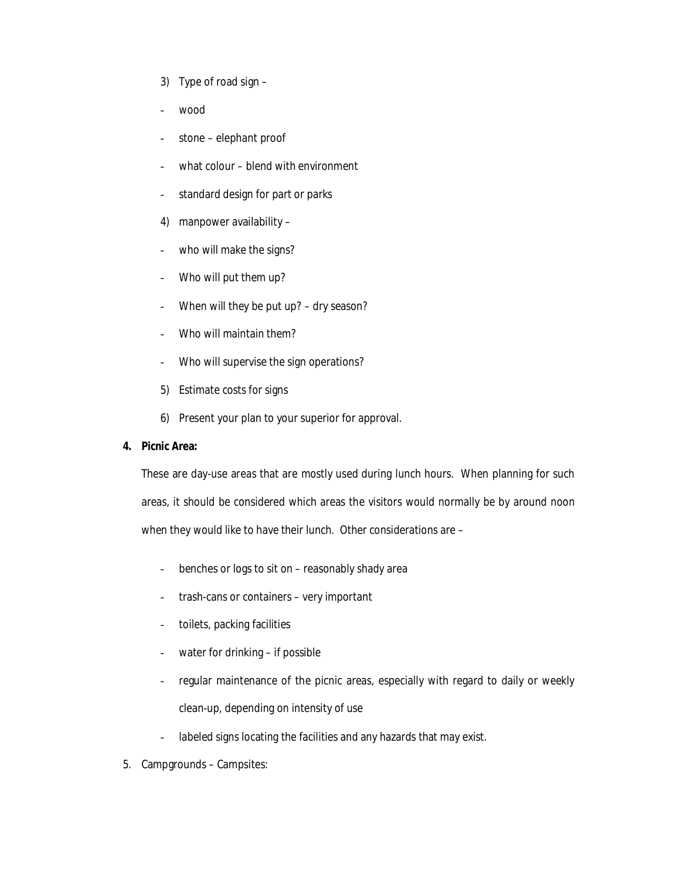3) Type of road sign –

- wood
- stone – elephant proof
- what colour – blend with environment
- standard design for part or parks

4) manpower availability –

- who will make the signs?
- Who will put them up?
- When will they be put up? – dry season?
- Who will maintain them?
- Who will supervise the sign operations?

5) Estimate costs for signs

6) Present your plan to your superior for approval.

**4. Picnic Area:**

These are day-use areas that are mostly used during lunch hours. When planning for such areas, it should be considered which areas the visitors would normally be by around noon when they would like to have their lunch. Other considerations are –

- benches or logs to sit on – reasonably shady area
- trash-cans or containers – very important
- toilets, packing facilities
- water for drinking – if possible
- regular maintenance of the picnic areas, especially with regard to daily or weekly clean-up, depending on intensity of use
- labeled signs locating the facilities and any hazards that may exist.

5. Campgrounds – Campsites: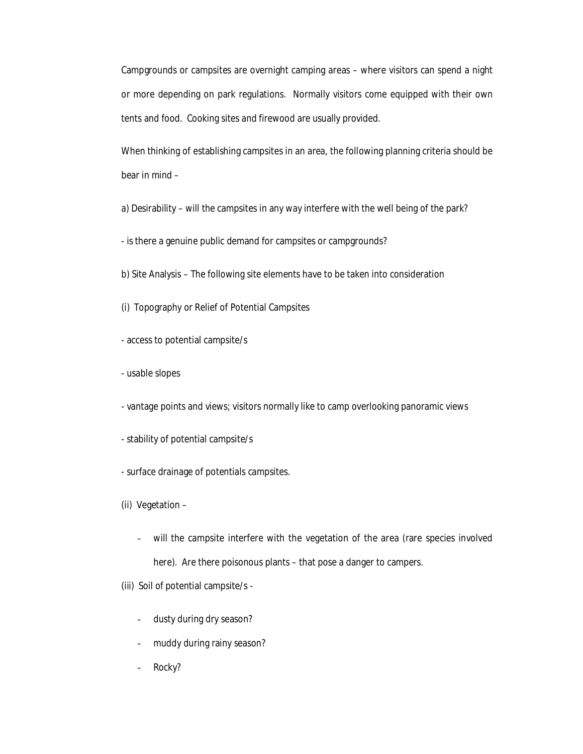Campgrounds or campsites are overnight camping areas – where visitors can spend a night or more depending on park regulations. Normally visitors come equipped with their own tents and food. Cooking sites and firewood are usually provided.

When thinking of establishing campsites in an area, the following planning criteria should be bear in mind –

a) Desirability – will the campsites in any way interfere with the well being of the park?

- is there a genuine public demand for campsites or campgrounds?

b) Site Analysis – The following site elements have to be taken into consideration

(i) Topography or Relief of Potential Campsites

- access to potential campsite/s

- usable slopes

- vantage points and views; visitors normally like to camp overlooking panoramic views

- stability of potential campsite/s

- surface drainage of potentials campsites.

(ii) Vegetation –

- will the campsite interfere with the vegetation of the area (rare species involved here). Are there poisonous plants – that pose a danger to campers.

(iii) Soil of potential campsite/s -

- dusty during dry season?
- muddy during rainy season?
- Rocky?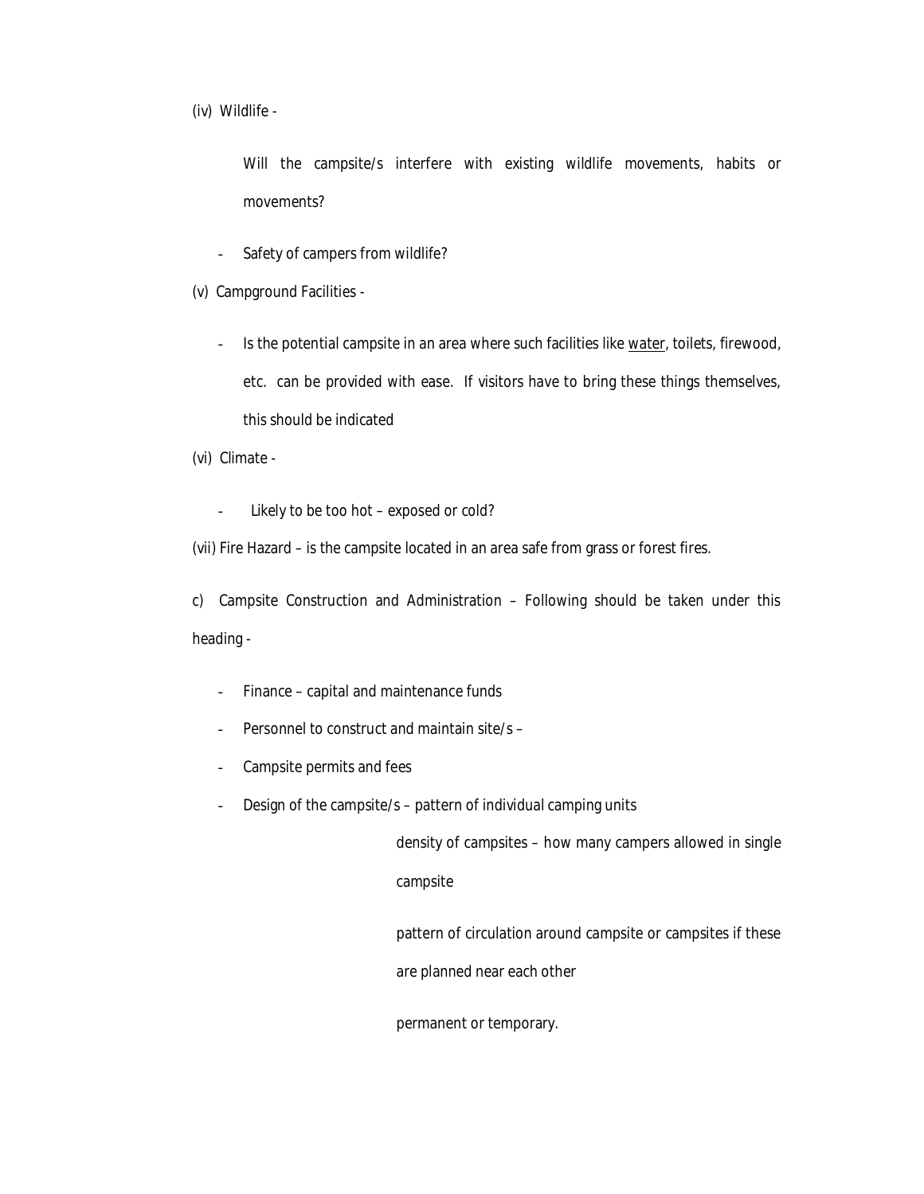(iv) Wildlife -

Will the campsite/s interfere with existing wildlife movements, habits or movements?

- Safety of campers from wildlife?

(v) Campground Facilities -

- Is the potential campsite in an area where such facilities like <u>water</u>, toilets, firewood, etc. can be provided with ease. If visitors have to bring these things themselves, this should be indicated

(vi) Climate -

- Likely to be too hot – exposed or cold?

(vii) Fire Hazard – is the campsite located in an area safe from grass or forest fires.

c) Campsite Construction and Administration – Following should be taken under this heading -

- Finance – capital and maintenance funds
- Personnel to construct and maintain site/s –
- Campsite permits and fees
- Design of the campsite/s – pattern of individual camping units

  density of campsites – how many campers allowed in single campsite

  pattern of circulation around campsite or campsites if these are planned near each other

  permanent or temporary.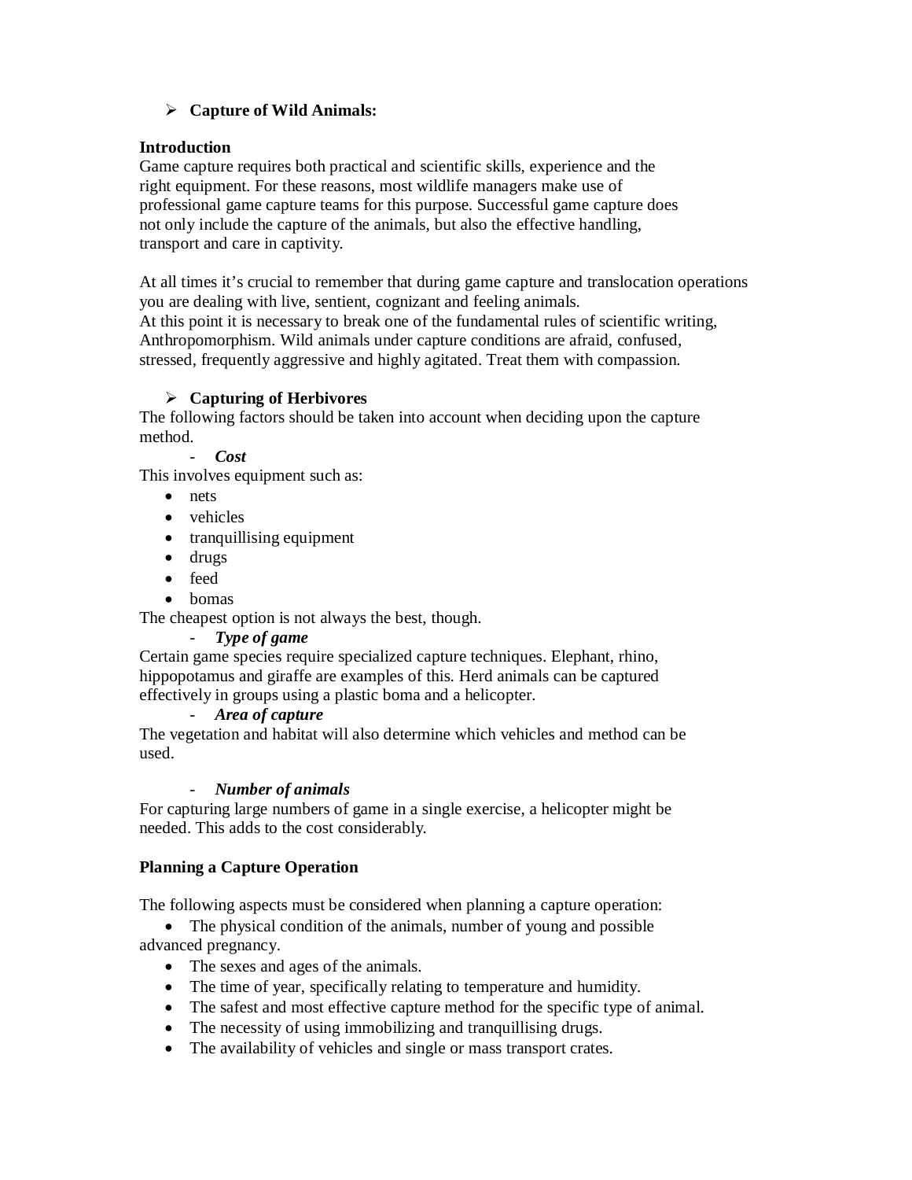## Capture of Wild Animals:

**Introduction**

Game capture requires both practical and scientific skills, experience and the right equipment. For these reasons, most wildlife managers make use of professional game capture teams for this purpose. Successful game capture does not only include the capture of the animals, but also the effective handling, transport and care in captivity.

At all times it's crucial to remember that during game capture and translocation operations you are dealing with live, sentient, cognizant and feeling animals.
At this point it is necessary to break one of the fundamental rules of scientific writing, Anthropomorphism. Wild animals under capture conditions are afraid, confused, stressed, frequently aggressive and highly agitated. Treat them with compassion.

### Capturing of Herbivores

The following factors should be taken into account when deciding upon the capture method.

- ***Cost***

This involves equipment such as:

- nets
- vehicles
- tranquillising equipment
- drugs
- feed
- bomas

The cheapest option is not always the best, though.

- ***Type of game***

Certain game species require specialized capture techniques. Elephant, rhino, hippopotamus and giraffe are examples of this. Herd animals can be captured effectively in groups using a plastic boma and a helicopter.

- ***Area of capture***

The vegetation and habitat will also determine which vehicles and method can be used.

- ***Number of animals***

For capturing large numbers of game in a single exercise, a helicopter might be needed. This adds to the cost considerably.

**Planning a Capture Operation**

The following aspects must be considered when planning a capture operation:

- The physical condition of the animals, number of young and possible advanced pregnancy.
- The sexes and ages of the animals.
- The time of year, specifically relating to temperature and humidity.
- The safest and most effective capture method for the specific type of animal.
- The necessity of using immobilizing and tranquillising drugs.
- The availability of vehicles and single or mass transport crates.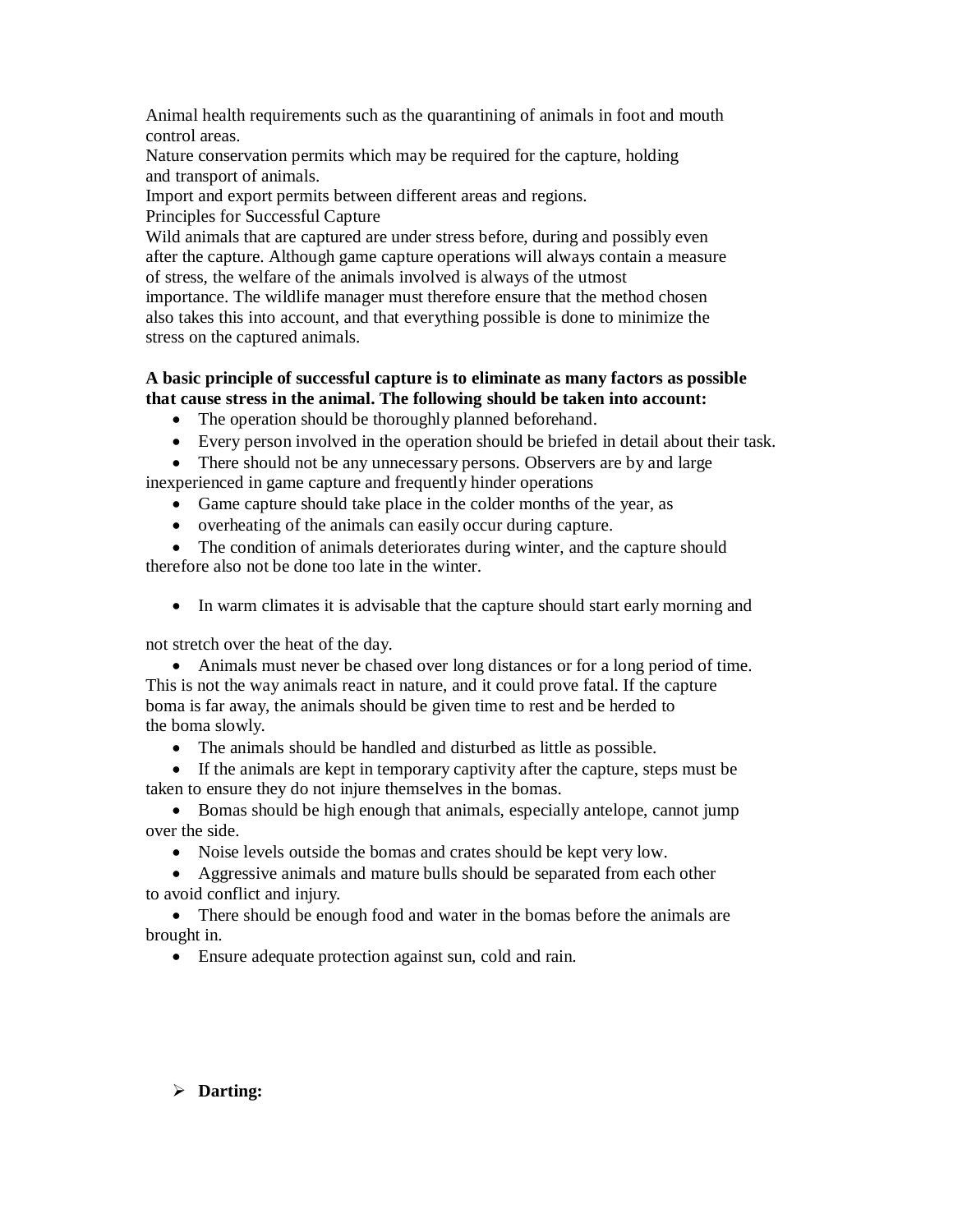Animal health requirements such as the quarantining of animals in foot and mouth control areas.
Nature conservation permits which may be required for the capture, holding and transport of animals.
Import and export permits between different areas and regions.
Principles for Successful Capture
Wild animals that are captured are under stress before, during and possibly even after the capture. Although game capture operations will always contain a measure of stress, the welfare of the animals involved is always of the utmost importance. The wildlife manager must therefore ensure that the method chosen also takes this into account, and that everything possible is done to minimize the stress on the captured animals.

**A basic principle of successful capture is to eliminate as many factors as possible that cause stress in the animal. The following should be taken into account:**

- The operation should be thoroughly planned beforehand.
- Every person involved in the operation should be briefed in detail about their task.
- There should not be any unnecessary persons. Observers are by and large inexperienced in game capture and frequently hinder operations
- Game capture should take place in the colder months of the year, as
- overheating of the animals can easily occur during capture.
- The condition of animals deteriorates during winter, and the capture should therefore also not be done too late in the winter.
- In warm climates it is advisable that the capture should start early morning and not stretch over the heat of the day.
- Animals must never be chased over long distances or for a long period of time. This is not the way animals react in nature, and it could prove fatal. If the capture boma is far away, the animals should be given time to rest and be herded to the boma slowly.
- The animals should be handled and disturbed as little as possible.
- If the animals are kept in temporary captivity after the capture, steps must be taken to ensure they do not injure themselves in the bomas.
- Bomas should be high enough that animals, especially antelope, cannot jump over the side.
- Noise levels outside the bomas and crates should be kept very low.
- Aggressive animals and mature bulls should be separated from each other to avoid conflict and injury.
- There should be enough food and water in the bomas before the animals are brought in.
- Ensure adequate protection against sun, cold and rain.

- **Darting:**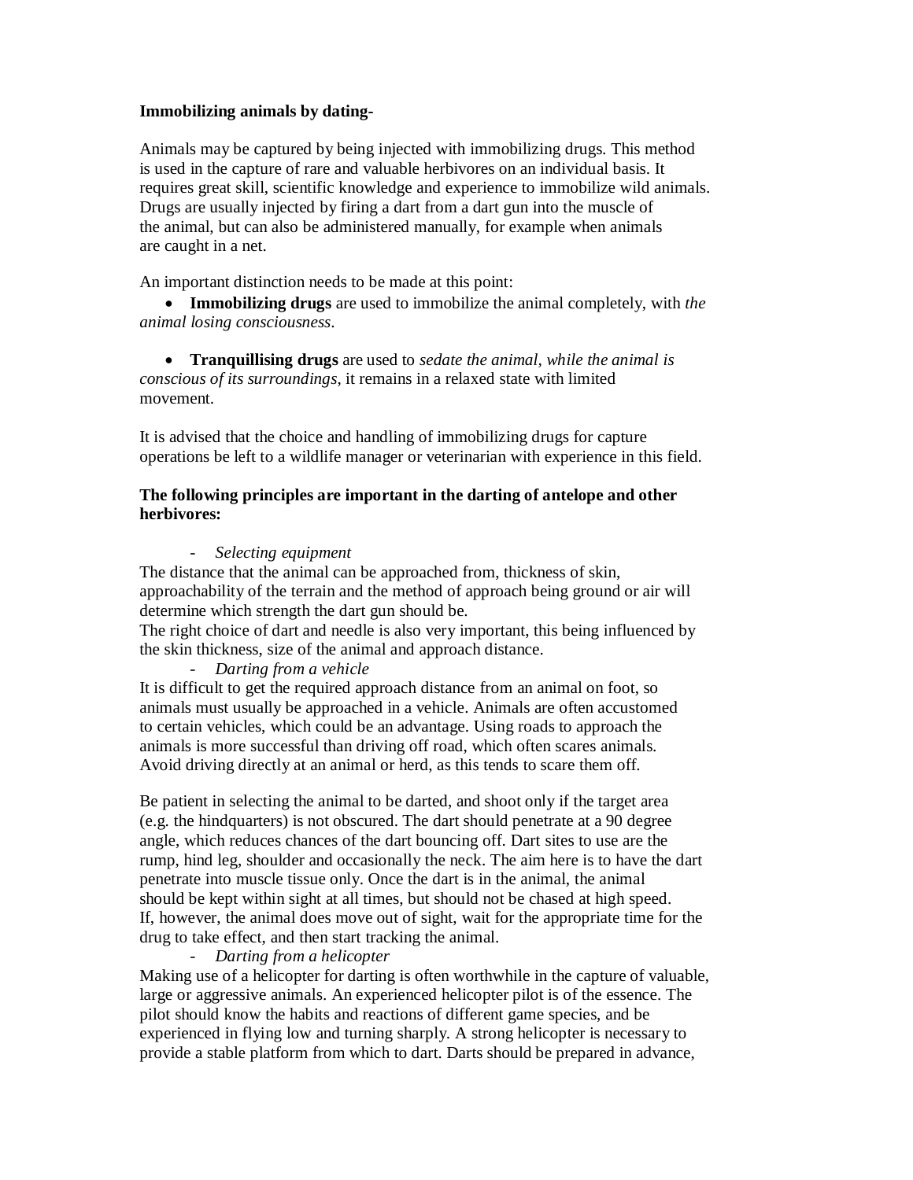**Immobilizing animals by dating-**

Animals may be captured by being injected with immobilizing drugs. This method is used in the capture of rare and valuable herbivores on an individual basis. It requires great skill, scientific knowledge and experience to immobilize wild animals. Drugs are usually injected by firing a dart from a dart gun into the muscle of the animal, but can also be administered manually, for example when animals are caught in a net.

An important distinction needs to be made at this point:

- **Immobilizing drugs** are used to immobilize the animal completely, with *the animal losing consciousness*.

- **Tranquillising drugs** are used to *sedate the animal*, *while the animal is conscious of its surroundings*, it remains in a relaxed state with limited movement.

It is advised that the choice and handling of immobilizing drugs for capture operations be left to a wildlife manager or veterinarian with experience in this field.

**The following principles are important in the darting of antelope and other herbivores:**

- *Selecting equipment*

The distance that the animal can be approached from, thickness of skin, approachability of the terrain and the method of approach being ground or air will determine which strength the dart gun should be.
The right choice of dart and needle is also very important, this being influenced by the skin thickness, size of the animal and approach distance.

- *Darting from a vehicle*

It is difficult to get the required approach distance from an animal on foot, so animals must usually be approached in a vehicle. Animals are often accustomed to certain vehicles, which could be an advantage. Using roads to approach the animals is more successful than driving off road, which often scares animals. Avoid driving directly at an animal or herd, as this tends to scare them off.

Be patient in selecting the animal to be darted, and shoot only if the target area (e.g. the hindquarters) is not obscured. The dart should penetrate at a 90 degree angle, which reduces chances of the dart bouncing off. Dart sites to use are the rump, hind leg, shoulder and occasionally the neck. The aim here is to have the dart penetrate into muscle tissue only. Once the dart is in the animal, the animal should be kept within sight at all times, but should not be chased at high speed. If, however, the animal does move out of sight, wait for the appropriate time for the drug to take effect, and then start tracking the animal.

- *Darting from a helicopter*

Making use of a helicopter for darting is often worthwhile in the capture of valuable, large or aggressive animals. An experienced helicopter pilot is of the essence. The pilot should know the habits and reactions of different game species, and be experienced in flying low and turning sharply. A strong helicopter is necessary to provide a stable platform from which to dart. Darts should be prepared in advance,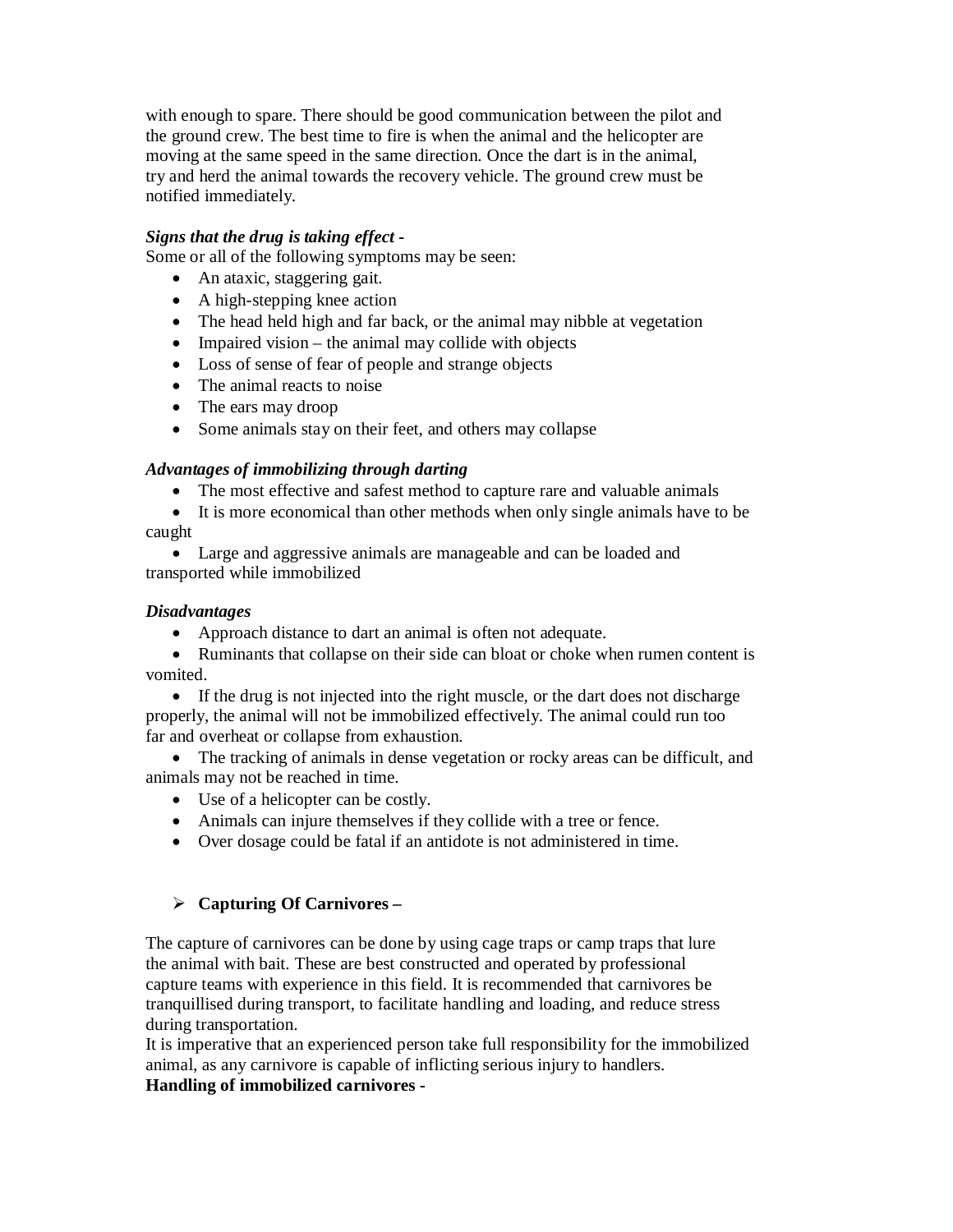with enough to spare. There should be good communication between the pilot and the ground crew. The best time to fire is when the animal and the helicopter are moving at the same speed in the same direction. Once the dart is in the animal, try and herd the animal towards the recovery vehicle. The ground crew must be notified immediately.

***Signs that the drug is taking effect*** **-**

Some or all of the following symptoms may be seen:

- An ataxic, staggering gait.
- A high-stepping knee action
- The head held high and far back, or the animal may nibble at vegetation
- Impaired vision – the animal may collide with objects
- Loss of sense of fear of people and strange objects
- The animal reacts to noise
- The ears may droop
- Some animals stay on their feet, and others may collapse

***Advantages of immobilizing through darting***

- The most effective and safest method to capture rare and valuable animals
- It is more economical than other methods when only single animals have to be caught
- Large and aggressive animals are manageable and can be loaded and transported while immobilized

***Disadvantages***

- Approach distance to dart an animal is often not adequate.
- Ruminants that collapse on their side can bloat or choke when rumen content is vomited.
- If the drug is not injected into the right muscle, or the dart does not discharge properly, the animal will not be immobilized effectively. The animal could run too far and overheat or collapse from exhaustion.
- The tracking of animals in dense vegetation or rocky areas can be difficult, and animals may not be reached in time.
- Use of a helicopter can be costly.
- Animals can injure themselves if they collide with a tree or fence.
- Over dosage could be fatal if an antidote is not administered in time.

- **Capturing Of Carnivores –**

The capture of carnivores can be done by using cage traps or camp traps that lure the animal with bait. These are best constructed and operated by professional capture teams with experience in this field. It is recommended that carnivores be tranquillised during transport, to facilitate handling and loading, and reduce stress during transportation.

It is imperative that an experienced person take full responsibility for the immobilized animal, as any carnivore is capable of inflicting serious injury to handlers.

**Handling of immobilized carnivores -**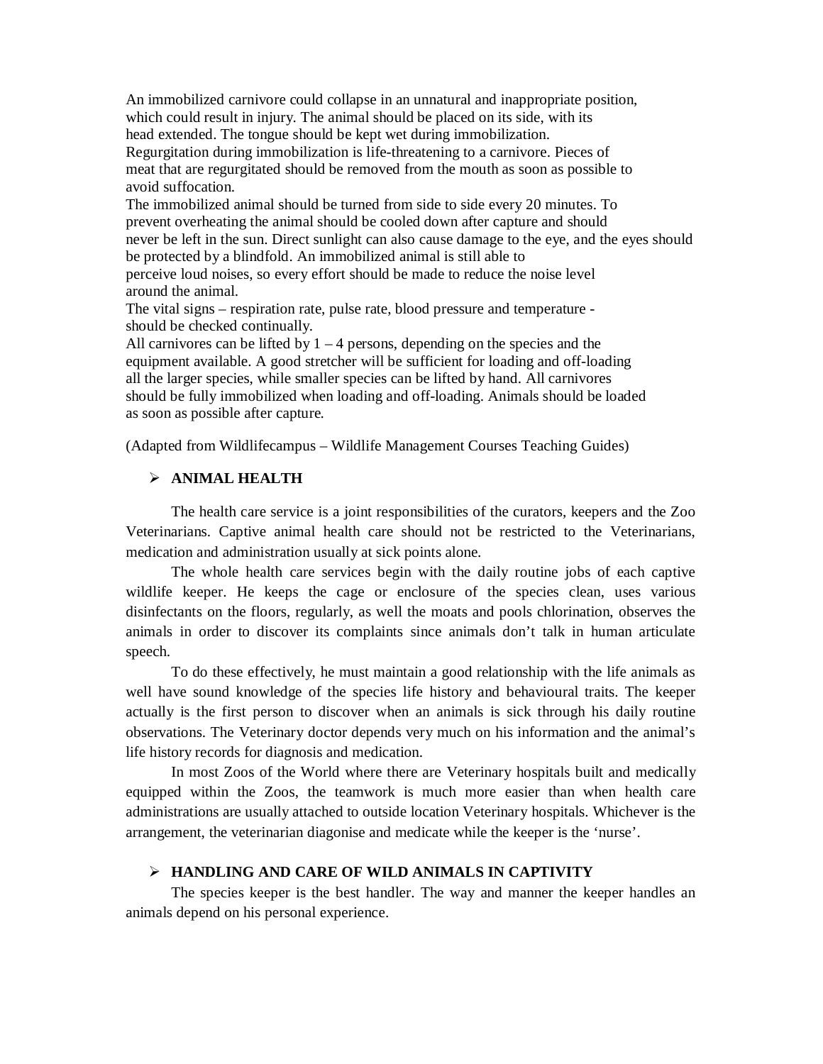An immobilized carnivore could collapse in an unnatural and inappropriate position, which could result in injury. The animal should be placed on its side, with its head extended. The tongue should be kept wet during immobilization.
Regurgitation during immobilization is life-threatening to a carnivore. Pieces of meat that are regurgitated should be removed from the mouth as soon as possible to avoid suffocation.
The immobilized animal should be turned from side to side every 20 minutes. To prevent overheating the animal should be cooled down after capture and should never be left in the sun. Direct sunlight can also cause damage to the eye, and the eyes should be protected by a blindfold. An immobilized animal is still able to perceive loud noises, so every effort should be made to reduce the noise level around the animal.
The vital signs – respiration rate, pulse rate, blood pressure and temperature - should be checked continually.
All carnivores can be lifted by 1 – 4 persons, depending on the species and the equipment available. A good stretcher will be sufficient for loading and off-loading all the larger species, while smaller species can be lifted by hand. All carnivores should be fully immobilized when loading and off-loading. Animals should be loaded as soon as possible after capture.

(Adapted from Wildlifecampus – Wildlife Management Courses Teaching Guides)

- **ANIMAL HEALTH**

The health care service is a joint responsibilities of the curators, keepers and the Zoo Veterinarians. Captive animal health care should not be restricted to the Veterinarians, medication and administration usually at sick points alone.

The whole health care services begin with the daily routine jobs of each captive wildlife keeper. He keeps the cage or enclosure of the species clean, uses various disinfectants on the floors, regularly, as well the moats and pools chlorination, observes the animals in order to discover its complaints since animals don't talk in human articulate speech.

To do these effectively, he must maintain a good relationship with the life animals as well have sound knowledge of the species life history and behavioural traits. The keeper actually is the first person to discover when an animals is sick through his daily routine observations. The Veterinary doctor depends very much on his information and the animal's life history records for diagnosis and medication.

In most Zoos of the World where there are Veterinary hospitals built and medically equipped within the Zoos, the teamwork is much more easier than when health care administrations are usually attached to outside location Veterinary hospitals. Whichever is the arrangement, the veterinarian diagonise and medicate while the keeper is the 'nurse'.

- **HANDLING AND CARE OF WILD ANIMALS IN CAPTIVITY**

The species keeper is the best handler. The way and manner the keeper handles an animals depend on his personal experience.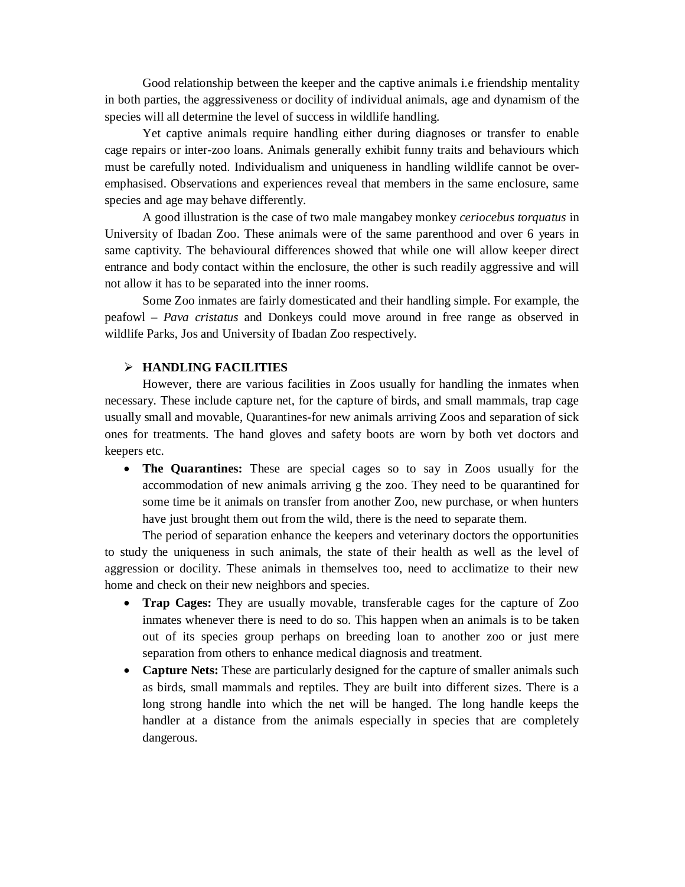Good relationship between the keeper and the captive animals i.e friendship mentality in both parties, the aggressiveness or docility of individual animals, age and dynamism of the species will all determine the level of success in wildlife handling.

Yet captive animals require handling either during diagnoses or transfer to enable cage repairs or inter-zoo loans. Animals generally exhibit funny traits and behaviours which must be carefully noted. Individualism and uniqueness in handling wildlife cannot be over-emphasised. Observations and experiences reveal that members in the same enclosure, same species and age may behave differently.

A good illustration is the case of two male mangabey monkey *ceriocebus torquatus* in University of Ibadan Zoo. These animals were of the same parenthood and over 6 years in same captivity. The behavioural differences showed that while one will allow keeper direct entrance and body contact within the enclosure, the other is such readily aggressive and will not allow it has to be separated into the inner rooms.

Some Zoo inmates are fairly domesticated and their handling simple. For example, the peafowl – *Pava cristatus* and Donkeys could move around in free range as observed in wildlife Parks, Jos and University of Ibadan Zoo respectively.

- **HANDLING FACILITIES**

However, there are various facilities in Zoos usually for handling the inmates when necessary. These include capture net, for the capture of birds, and small mammals, trap cage usually small and movable, Quarantines-for new animals arriving Zoos and separation of sick ones for treatments. The hand gloves and safety boots are worn by both vet doctors and keepers etc.

- **The Quarantines:** These are special cages so to say in Zoos usually for the accommodation of new animals arriving g the zoo. They need to be quarantined for some time be it animals on transfer from another Zoo, new purchase, or when hunters have just brought them out from the wild, there is the need to separate them.

The period of separation enhance the keepers and veterinary doctors the opportunities to study the uniqueness in such animals, the state of their health as well as the level of aggression or docility. These animals in themselves too, need to acclimatize to their new home and check on their new neighbors and species.

- **Trap Cages:** They are usually movable, transferable cages for the capture of Zoo inmates whenever there is need to do so. This happen when an animals is to be taken out of its species group perhaps on breeding loan to another zoo or just mere separation from others to enhance medical diagnosis and treatment.
- **Capture Nets:** These are particularly designed for the capture of smaller animals such as birds, small mammals and reptiles. They are built into different sizes. There is a long strong handle into which the net will be hanged. The long handle keeps the handler at a distance from the animals especially in species that are completely dangerous.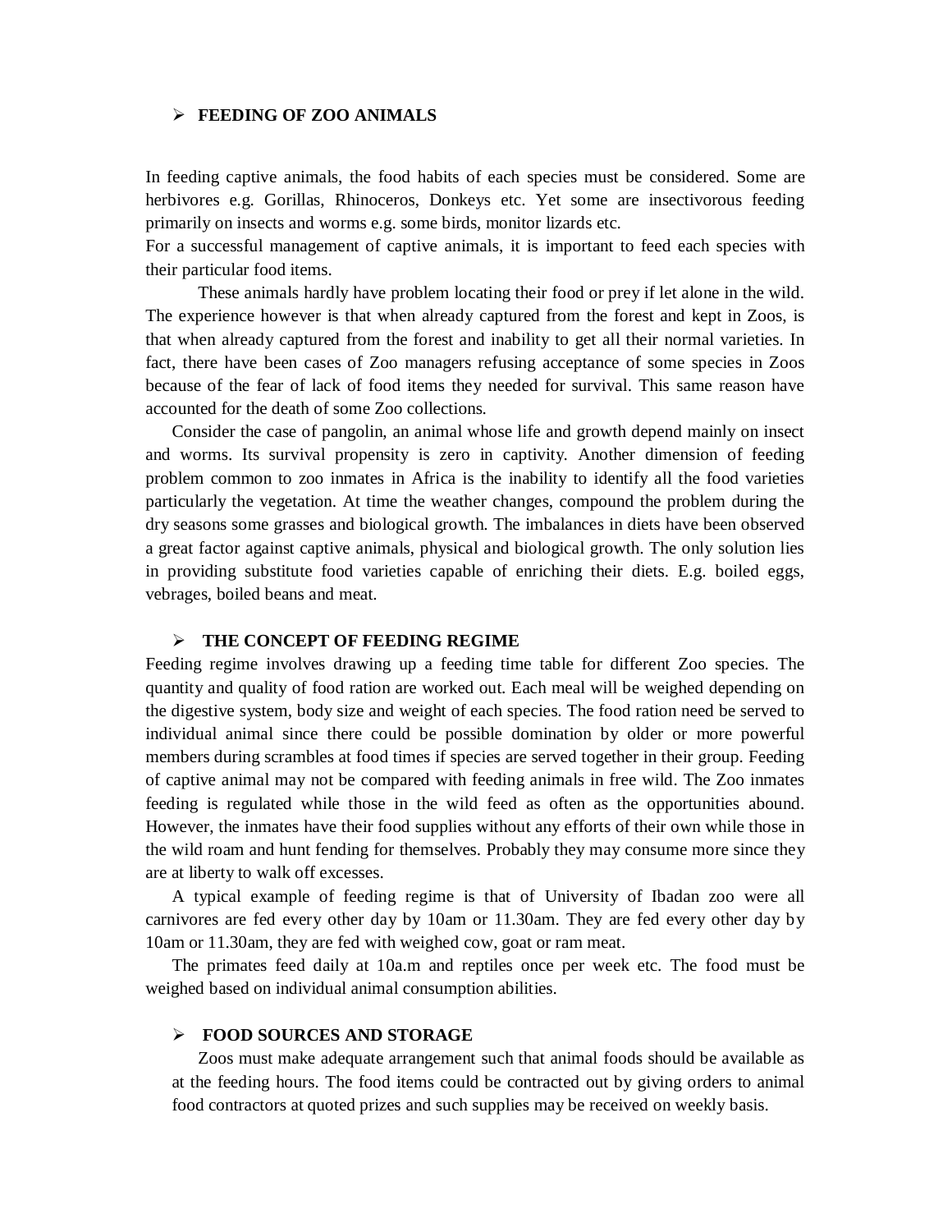## ➢ FEEDING OF ZOO ANIMALS

In feeding captive animals, the food habits of each species must be considered. Some are herbivores e.g. Gorillas, Rhinoceros, Donkeys etc. Yet some are insectivorous feeding primarily on insects and worms e.g. some birds, monitor lizards etc.

For a successful management of captive animals, it is important to feed each species with their particular food items.

These animals hardly have problem locating their food or prey if let alone in the wild. The experience however is that when already captured from the forest and kept in Zoos, is that when already captured from the forest and inability to get all their normal varieties. In fact, there have been cases of Zoo managers refusing acceptance of some species in Zoos because of the fear of lack of food items they needed for survival. This same reason have accounted for the death of some Zoo collections.

Consider the case of pangolin, an animal whose life and growth depend mainly on insect and worms. Its survival propensity is zero in captivity. Another dimension of feeding problem common to zoo inmates in Africa is the inability to identify all the food varieties particularly the vegetation. At time the weather changes, compound the problem during the dry seasons some grasses and biological growth. The imbalances in diets have been observed a great factor against captive animals, physical and biological growth. The only solution lies in providing substitute food varieties capable of enriching their diets. E.g. boiled eggs, vebrages, boiled beans and meat.

## ➢ THE CONCEPT OF FEEDING REGIME

Feeding regime involves drawing up a feeding time table for different Zoo species. The quantity and quality of food ration are worked out. Each meal will be weighed depending on the digestive system, body size and weight of each species. The food ration need be served to individual animal since there could be possible domination by older or more powerful members during scrambles at food times if species are served together in their group. Feeding of captive animal may not be compared with feeding animals in free wild. The Zoo inmates feeding is regulated while those in the wild feed as often as the opportunities abound. However, the inmates have their food supplies without any efforts of their own while those in the wild roam and hunt fending for themselves. Probably they may consume more since they are at liberty to walk off excesses.

A typical example of feeding regime is that of University of Ibadan zoo were all carnivores are fed every other day by 10am or 11.30am. They are fed every other day by 10am or 11.30am, they are fed with weighed cow, goat or ram meat.

The primates feed daily at 10a.m and reptiles once per week etc. The food must be weighed based on individual animal consumption abilities.

## ➢ FOOD SOURCES AND STORAGE

Zoos must make adequate arrangement such that animal foods should be available as at the feeding hours. The food items could be contracted out by giving orders to animal food contractors at quoted prizes and such supplies may be received on weekly basis.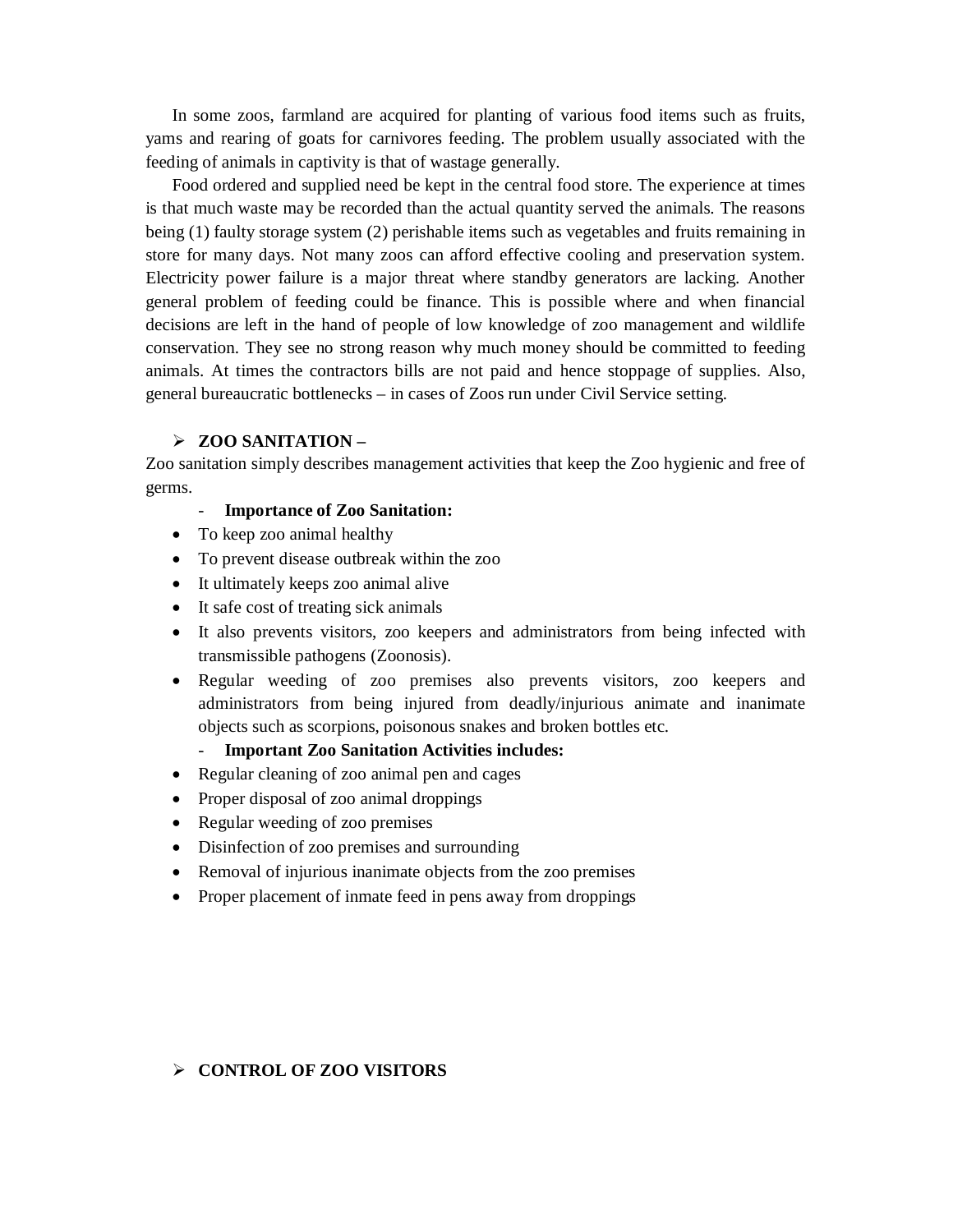In some zoos, farmland are acquired for planting of various food items such as fruits, yams and rearing of goats for carnivores feeding. The problem usually associated with the feeding of animals in captivity is that of wastage generally.

Food ordered and supplied need be kept in the central food store. The experience at times is that much waste may be recorded than the actual quantity served the animals. The reasons being (1) faulty storage system (2) perishable items such as vegetables and fruits remaining in store for many days. Not many zoos can afford effective cooling and preservation system. Electricity power failure is a major threat where standby generators are lacking. Another general problem of feeding could be finance. This is possible where and when financial decisions are left in the hand of people of low knowledge of zoo management and wildlife conservation. They see no strong reason why much money should be committed to feeding animals. At times the contractors bills are not paid and hence stoppage of supplies. Also, general bureaucratic bottlenecks – in cases of Zoos run under Civil Service setting.

- **ZOO SANITATION –**

Zoo sanitation simply describes management activities that keep the Zoo hygienic and free of germs.

- **Importance of Zoo Sanitation:**

- To keep zoo animal healthy
- To prevent disease outbreak within the zoo
- It ultimately keeps zoo animal alive
- It safe cost of treating sick animals
- It also prevents visitors, zoo keepers and administrators from being infected with transmissible pathogens (Zoonosis).
- Regular weeding of zoo premises also prevents visitors, zoo keepers and administrators from being injured from deadly/injurious animate and inanimate objects such as scorpions, poisonous snakes and broken bottles etc.

- **Important Zoo Sanitation Activities includes:**

- Regular cleaning of zoo animal pen and cages
- Proper disposal of zoo animal droppings
- Regular weeding of zoo premises
- Disinfection of zoo premises and surrounding
- Removal of injurious inanimate objects from the zoo premises
- Proper placement of inmate feed in pens away from droppings

- **CONTROL OF ZOO VISITORS**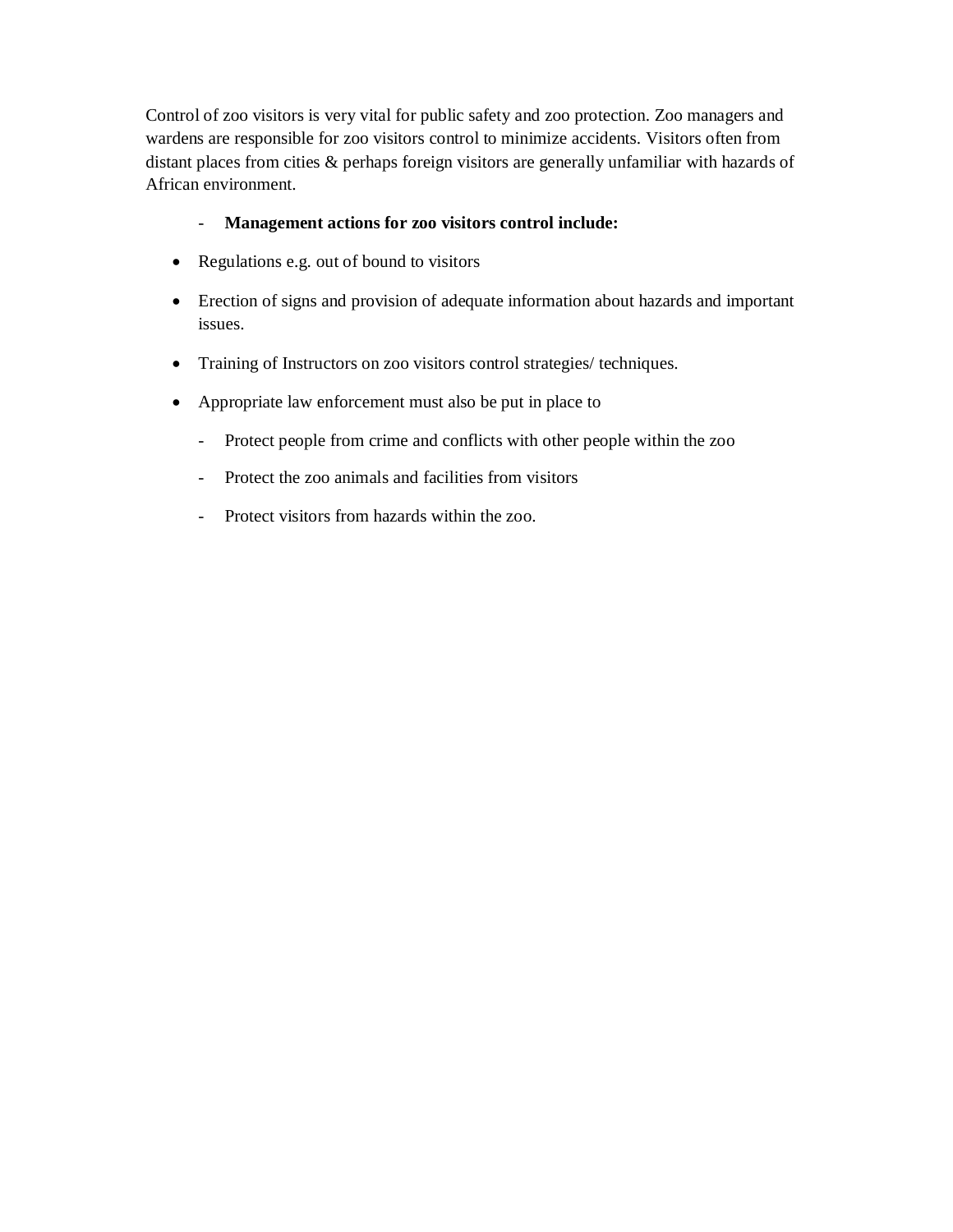Control of zoo visitors is very vital for public safety and zoo protection. Zoo managers and wardens are responsible for zoo visitors control to minimize accidents. Visitors often from distant places from cities & perhaps foreign visitors are generally unfamiliar with hazards of African environment.

- **Management actions for zoo visitors control include:**

- Regulations e.g. out of bound to visitors
- Erection of signs and provision of adequate information about hazards and important issues.
- Training of Instructors on zoo visitors control strategies/ techniques.
- Appropriate law enforcement must also be put in place to
  - Protect people from crime and conflicts with other people within the zoo
  - Protect the zoo animals and facilities from visitors
  - Protect visitors from hazards within the zoo.